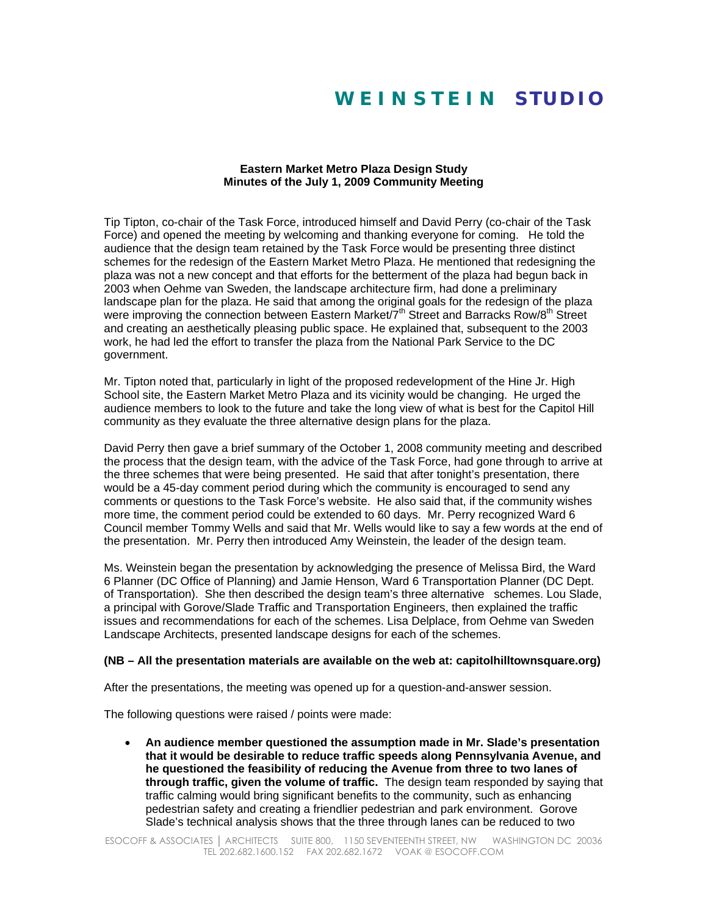# WEINSTEIN STUDIO

**Eastern Market Metro Plaza Design Study**
**Minutes of the July 1, 2009 Community Meeting**

Tip Tipton, co-chair of the Task Force, introduced himself and David Perry (co-chair of the Task Force) and opened the meeting by welcoming and thanking everyone for coming. He told the audience that the design team retained by the Task Force would be presenting three distinct schemes for the redesign of the Eastern Market Metro Plaza. He mentioned that redesigning the plaza was not a new concept and that efforts for the betterment of the plaza had begun back in 2003 when Oehme van Sweden, the landscape architecture firm, had done a preliminary landscape plan for the plaza. He said that among the original goals for the redesign of the plaza were improving the connection between Eastern Market/7th Street and Barracks Row/8th Street and creating an aesthetically pleasing public space. He explained that, subsequent to the 2003 work, he had led the effort to transfer the plaza from the National Park Service to the DC government.

Mr. Tipton noted that, particularly in light of the proposed redevelopment of the Hine Jr. High School site, the Eastern Market Metro Plaza and its vicinity would be changing. He urged the audience members to look to the future and take the long view of what is best for the Capitol Hill community as they evaluate the three alternative design plans for the plaza.

David Perry then gave a brief summary of the October 1, 2008 community meeting and described the process that the design team, with the advice of the Task Force, had gone through to arrive at the three schemes that were being presented. He said that after tonight's presentation, there would be a 45-day comment period during which the community is encouraged to send any comments or questions to the Task Force's website. He also said that, if the community wishes more time, the comment period could be extended to 60 days. Mr. Perry recognized Ward 6 Council member Tommy Wells and said that Mr. Wells would like to say a few words at the end of the presentation. Mr. Perry then introduced Amy Weinstein, the leader of the design team.

Ms. Weinstein began the presentation by acknowledging the presence of Melissa Bird, the Ward 6 Planner (DC Office of Planning) and Jamie Henson, Ward 6 Transportation Planner (DC Dept. of Transportation). She then described the design team's three alternative schemes. Lou Slade, a principal with Gorove/Slade Traffic and Transportation Engineers, then explained the traffic issues and recommendations for each of the schemes. Lisa Delplace, from Oehme van Sweden Landscape Architects, presented landscape designs for each of the schemes.

**(NB – All the presentation materials are available on the web at: capitolhilltownsquare.org)**

After the presentations, the meeting was opened up for a question-and-answer session.

The following questions were raised / points were made:

- **An audience member questioned the assumption made in Mr. Slade's presentation that it would be desirable to reduce traffic speeds along Pennsylvania Avenue, and he questioned the feasibility of reducing the Avenue from three to two lanes of through traffic, given the volume of traffic.** The design team responded by saying that traffic calming would bring significant benefits to the community, such as enhancing pedestrian safety and creating a friendlier pedestrian and park environment. Gorove Slade's technical analysis shows that the three through lanes can be reduced to two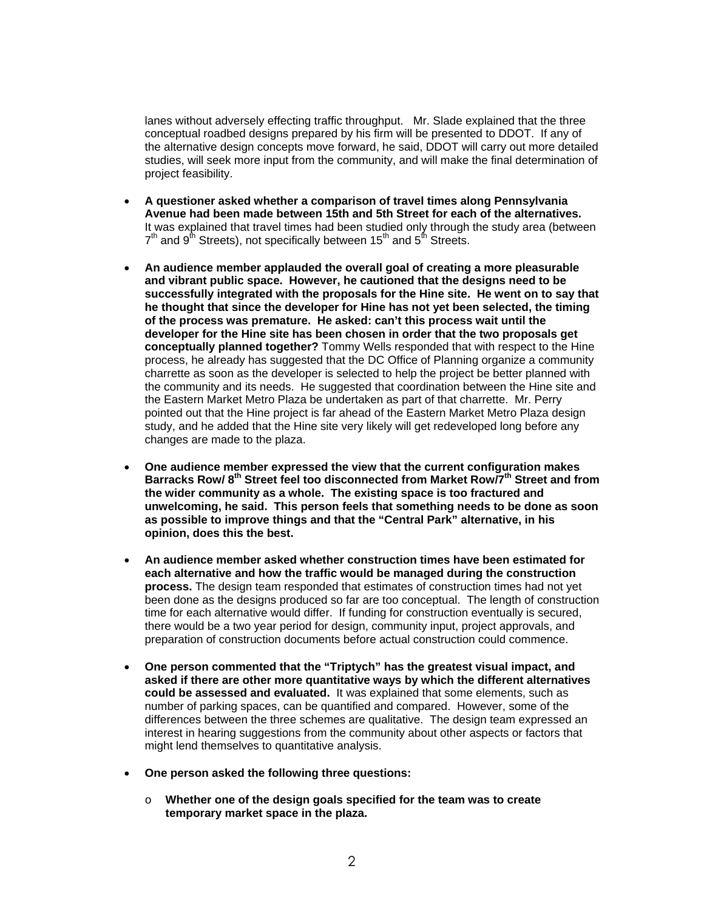lanes without adversely effecting traffic throughput. Mr. Slade explained that the three conceptual roadbed designs prepared by his firm will be presented to DDOT. If any of the alternative design concepts move forward, he said, DDOT will carry out more detailed studies, will seek more input from the community, and will make the final determination of project feasibility.

- **A questioner asked whether a comparison of travel times along Pennsylvania Avenue had been made between 15th and 5th Street for each of the alternatives.** It was explained that travel times had been studied only through the study area (between 7th and 9th Streets), not specifically between 15th and 5th Streets.

- **An audience member applauded the overall goal of creating a more pleasurable and vibrant public space. However, he cautioned that the designs need to be successfully integrated with the proposals for the Hine site. He went on to say that he thought that since the developer for Hine has not yet been selected, the timing of the process was premature. He asked: can't this process wait until the developer for the Hine site has been chosen in order that the two proposals get conceptually planned together?** Tommy Wells responded that with respect to the Hine process, he already has suggested that the DC Office of Planning organize a community charrette as soon as the developer is selected to help the project be better planned with the community and its needs. He suggested that coordination between the Hine site and the Eastern Market Metro Plaza be undertaken as part of that charrette. Mr. Perry pointed out that the Hine project is far ahead of the Eastern Market Metro Plaza design study, and he added that the Hine site very likely will get redeveloped long before any changes are made to the plaza.

- **One audience member expressed the view that the current configuration makes Barracks Row/ 8th Street feel too disconnected from Market Row/7th Street and from the wider community as a whole. The existing space is too fractured and unwelcoming, he said. This person feels that something needs to be done as soon as possible to improve things and that the "Central Park" alternative, in his opinion, does this the best.**

- **An audience member asked whether construction times have been estimated for each alternative and how the traffic would be managed during the construction process.** The design team responded that estimates of construction times had not yet been done as the designs produced so far are too conceptual. The length of construction time for each alternative would differ. If funding for construction eventually is secured, there would be a two year period for design, community input, project approvals, and preparation of construction documents before actual construction could commence.

- **One person commented that the "Triptych" has the greatest visual impact, and asked if there are other more quantitative ways by which the different alternatives could be assessed and evaluated.** It was explained that some elements, such as number of parking spaces, can be quantified and compared. However, some of the differences between the three schemes are qualitative. The design team expressed an interest in hearing suggestions from the community about other aspects or factors that might lend themselves to quantitative analysis.

- **One person asked the following three questions:**
  - **Whether one of the design goals specified for the team was to create temporary market space in the plaza.**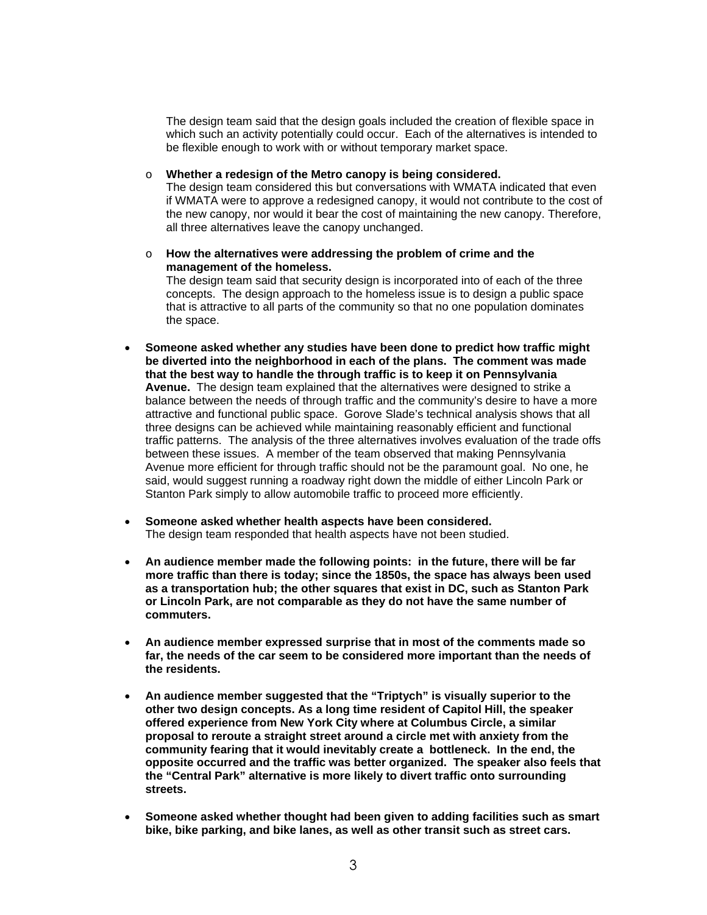The design team said that the design goals included the creation of flexible space in which such an activity potentially could occur. Each of the alternatives is intended to be flexible enough to work with or without temporary market space.

- **Whether a redesign of the Metro canopy is being considered.**
  The design team considered this but conversations with WMATA indicated that even if WMATA were to approve a redesigned canopy, it would not contribute to the cost of the new canopy, nor would it bear the cost of maintaining the new canopy. Therefore, all three alternatives leave the canopy unchanged.

- **How the alternatives were addressing the problem of crime and the management of the homeless.**
  The design team said that security design is incorporated into of each of the three concepts. The design approach to the homeless issue is to design a public space that is attractive to all parts of the community so that no one population dominates the space.

- **Someone asked whether any studies have been done to predict how traffic might be diverted into the neighborhood in each of the plans. The comment was made that the best way to handle the through traffic is to keep it on Pennsylvania Avenue.** The design team explained that the alternatives were designed to strike a balance between the needs of through traffic and the community's desire to have a more attractive and functional public space. Gorove Slade's technical analysis shows that all three designs can be achieved while maintaining reasonably efficient and functional traffic patterns. The analysis of the three alternatives involves evaluation of the trade offs between these issues. A member of the team observed that making Pennsylvania Avenue more efficient for through traffic should not be the paramount goal. No one, he said, would suggest running a roadway right down the middle of either Lincoln Park or Stanton Park simply to allow automobile traffic to proceed more efficiently.

- **Someone asked whether health aspects have been considered.**
  The design team responded that health aspects have not been studied.

- **An audience member made the following points: in the future, there will be far more traffic than there is today; since the 1850s, the space has always been used as a transportation hub; the other squares that exist in DC, such as Stanton Park or Lincoln Park, are not comparable as they do not have the same number of commuters.**

- **An audience member expressed surprise that in most of the comments made so far, the needs of the car seem to be considered more important than the needs of the residents.**

- **An audience member suggested that the "Triptych" is visually superior to the other two design concepts. As a long time resident of Capitol Hill, the speaker offered experience from New York City where at Columbus Circle, a similar proposal to reroute a straight street around a circle met with anxiety from the community fearing that it would inevitably create a bottleneck. In the end, the opposite occurred and the traffic was better organized. The speaker also feels that the "Central Park" alternative is more likely to divert traffic onto surrounding streets.**

- **Someone asked whether thought had been given to adding facilities such as smart bike, bike parking, and bike lanes, as well as other transit such as street cars.**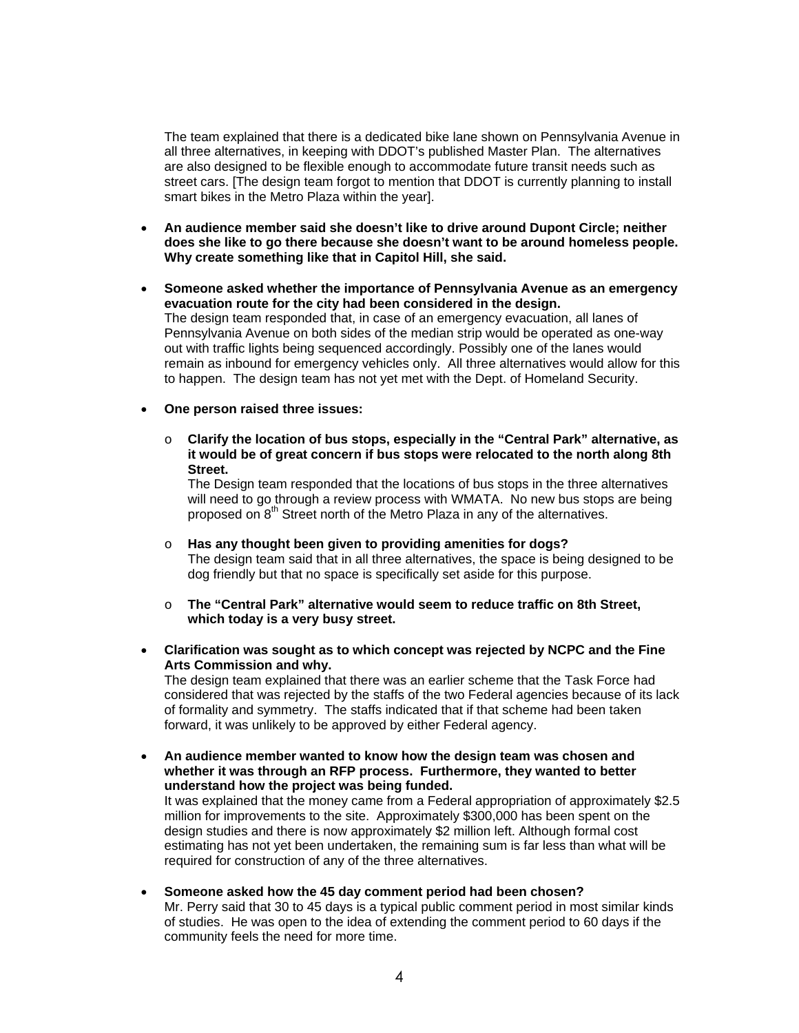The team explained that there is a dedicated bike lane shown on Pennsylvania Avenue in all three alternatives, in keeping with DDOT's published Master Plan. The alternatives are also designed to be flexible enough to accommodate future transit needs such as street cars. [The design team forgot to mention that DDOT is currently planning to install smart bikes in the Metro Plaza within the year].

- **An audience member said she doesn't like to drive around Dupont Circle; neither does she like to go there because she doesn't want to be around homeless people. Why create something like that in Capitol Hill, she said.**

- **Someone asked whether the importance of Pennsylvania Avenue as an emergency evacuation route for the city had been considered in the design.**
  The design team responded that, in case of an emergency evacuation, all lanes of Pennsylvania Avenue on both sides of the median strip would be operated as one-way out with traffic lights being sequenced accordingly. Possibly one of the lanes would remain as inbound for emergency vehicles only. All three alternatives would allow for this to happen. The design team has not yet met with the Dept. of Homeland Security.

- **One person raised three issues:**

  - **Clarify the location of bus stops, especially in the "Central Park" alternative, as it would be of great concern if bus stops were relocated to the north along 8th Street.**
    The Design team responded that the locations of bus stops in the three alternatives will need to go through a review process with WMATA. No new bus stops are being proposed on 8th Street north of the Metro Plaza in any of the alternatives.

  - **Has any thought been given to providing amenities for dogs?**
    The design team said that in all three alternatives, the space is being designed to be dog friendly but that no space is specifically set aside for this purpose.

  - **The "Central Park" alternative would seem to reduce traffic on 8th Street, which today is a very busy street.**

- **Clarification was sought as to which concept was rejected by NCPC and the Fine Arts Commission and why.**
  The design team explained that there was an earlier scheme that the Task Force had considered that was rejected by the staffs of the two Federal agencies because of its lack of formality and symmetry. The staffs indicated that if that scheme had been taken forward, it was unlikely to be approved by either Federal agency.

- **An audience member wanted to know how the design team was chosen and whether it was through an RFP process. Furthermore, they wanted to better understand how the project was being funded.**
  It was explained that the money came from a Federal appropriation of approximately $2.5 million for improvements to the site. Approximately $300,000 has been spent on the design studies and there is now approximately $2 million left. Although formal cost estimating has not yet been undertaken, the remaining sum is far less than what will be required for construction of any of the three alternatives.

- **Someone asked how the 45 day comment period had been chosen?**
  Mr. Perry said that 30 to 45 days is a typical public comment period in most similar kinds of studies. He was open to the idea of extending the comment period to 60 days if the community feels the need for more time.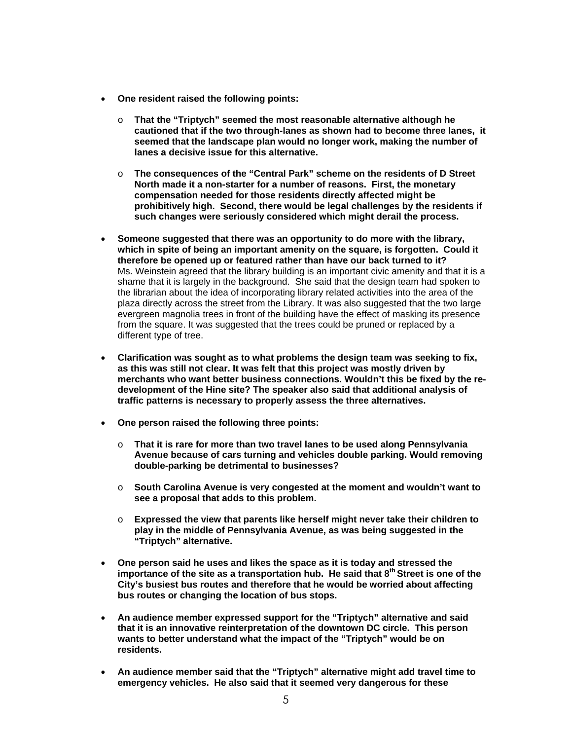- **One resident raised the following points:**

  - **That the "Triptych" seemed the most reasonable alternative although he cautioned that if the two through-lanes as shown had to become three lanes, it seemed that the landscape plan would no longer work, making the number of lanes a decisive issue for this alternative.**

  - **The consequences of the "Central Park" scheme on the residents of D Street North made it a non-starter for a number of reasons. First, the monetary compensation needed for those residents directly affected might be prohibitively high. Second, there would be legal challenges by the residents if such changes were seriously considered which might derail the process.**

- **Someone suggested that there was an opportunity to do more with the library, which in spite of being an important amenity on the square, is forgotten. Could it therefore be opened up or featured rather than have our back turned to it?** Ms. Weinstein agreed that the library building is an important civic amenity and that it is a shame that it is largely in the background. She said that the design team had spoken to the librarian about the idea of incorporating library related activities into the area of the plaza directly across the street from the Library. It was also suggested that the two large evergreen magnolia trees in front of the building have the effect of masking its presence from the square. It was suggested that the trees could be pruned or replaced by a different type of tree.

- **Clarification was sought as to what problems the design team was seeking to fix, as this was still not clear. It was felt that this project was mostly driven by merchants who want better business connections. Wouldn't this be fixed by the re-development of the Hine site? The speaker also said that additional analysis of traffic patterns is necessary to properly assess the three alternatives.**

- **One person raised the following three points:**

  - **That it is rare for more than two travel lanes to be used along Pennsylvania Avenue because of cars turning and vehicles double parking. Would removing double-parking be detrimental to businesses?**

  - **South Carolina Avenue is very congested at the moment and wouldn't want to see a proposal that adds to this problem.**

  - **Expressed the view that parents like herself might never take their children to play in the middle of Pennsylvania Avenue, as was being suggested in the "Triptych" alternative.**

- **One person said he uses and likes the space as it is today and stressed the importance of the site as a transportation hub. He said that 8th Street is one of the City's busiest bus routes and therefore that he would be worried about affecting bus routes or changing the location of bus stops.**

- **An audience member expressed support for the "Triptych" alternative and said that it is an innovative reinterpretation of the downtown DC circle. This person wants to better understand what the impact of the "Triptych" would be on residents.**

- **An audience member said that the "Triptych" alternative might add travel time to emergency vehicles. He also said that it seemed very dangerous for these**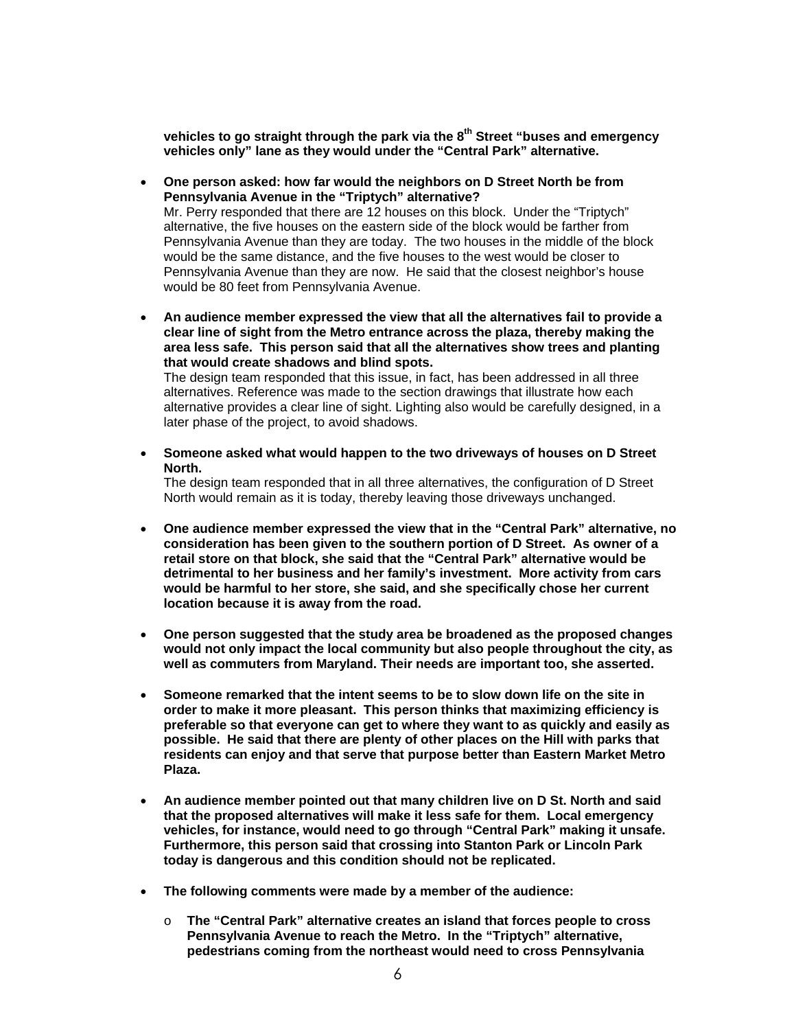**vehicles to go straight through the park via the 8th Street "buses and emergency vehicles only" lane as they would under the "Central Park" alternative.**

- **One person asked: how far would the neighbors on D Street North be from Pennsylvania Avenue in the "Triptych" alternative?**
  Mr. Perry responded that there are 12 houses on this block. Under the "Triptych" alternative, the five houses on the eastern side of the block would be farther from Pennsylvania Avenue than they are today. The two houses in the middle of the block would be the same distance, and the five houses to the west would be closer to Pennsylvania Avenue than they are now. He said that the closest neighbor's house would be 80 feet from Pennsylvania Avenue.

- **An audience member expressed the view that all the alternatives fail to provide a clear line of sight from the Metro entrance across the plaza, thereby making the area less safe. This person said that all the alternatives show trees and planting that would create shadows and blind spots.**
  The design team responded that this issue, in fact, has been addressed in all three alternatives. Reference was made to the section drawings that illustrate how each alternative provides a clear line of sight. Lighting also would be carefully designed, in a later phase of the project, to avoid shadows.

- **Someone asked what would happen to the two driveways of houses on D Street North.**
  The design team responded that in all three alternatives, the configuration of D Street North would remain as it is today, thereby leaving those driveways unchanged.

- **One audience member expressed the view that in the "Central Park" alternative, no consideration has been given to the southern portion of D Street. As owner of a retail store on that block, she said that the "Central Park" alternative would be detrimental to her business and her family's investment. More activity from cars would be harmful to her store, she said, and she specifically chose her current location because it is away from the road.**

- **One person suggested that the study area be broadened as the proposed changes would not only impact the local community but also people throughout the city, as well as commuters from Maryland. Their needs are important too, she asserted.**

- **Someone remarked that the intent seems to be to slow down life on the site in order to make it more pleasant. This person thinks that maximizing efficiency is preferable so that everyone can get to where they want to as quickly and easily as possible. He said that there are plenty of other places on the Hill with parks that residents can enjoy and that serve that purpose better than Eastern Market Metro Plaza.**

- **An audience member pointed out that many children live on D St. North and said that the proposed alternatives will make it less safe for them. Local emergency vehicles, for instance, would need to go through "Central Park" making it unsafe. Furthermore, this person said that crossing into Stanton Park or Lincoln Park today is dangerous and this condition should not be replicated.**

- **The following comments were made by a member of the audience:**
  - **The "Central Park" alternative creates an island that forces people to cross Pennsylvania Avenue to reach the Metro. In the "Triptych" alternative, pedestrians coming from the northeast would need to cross Pennsylvania**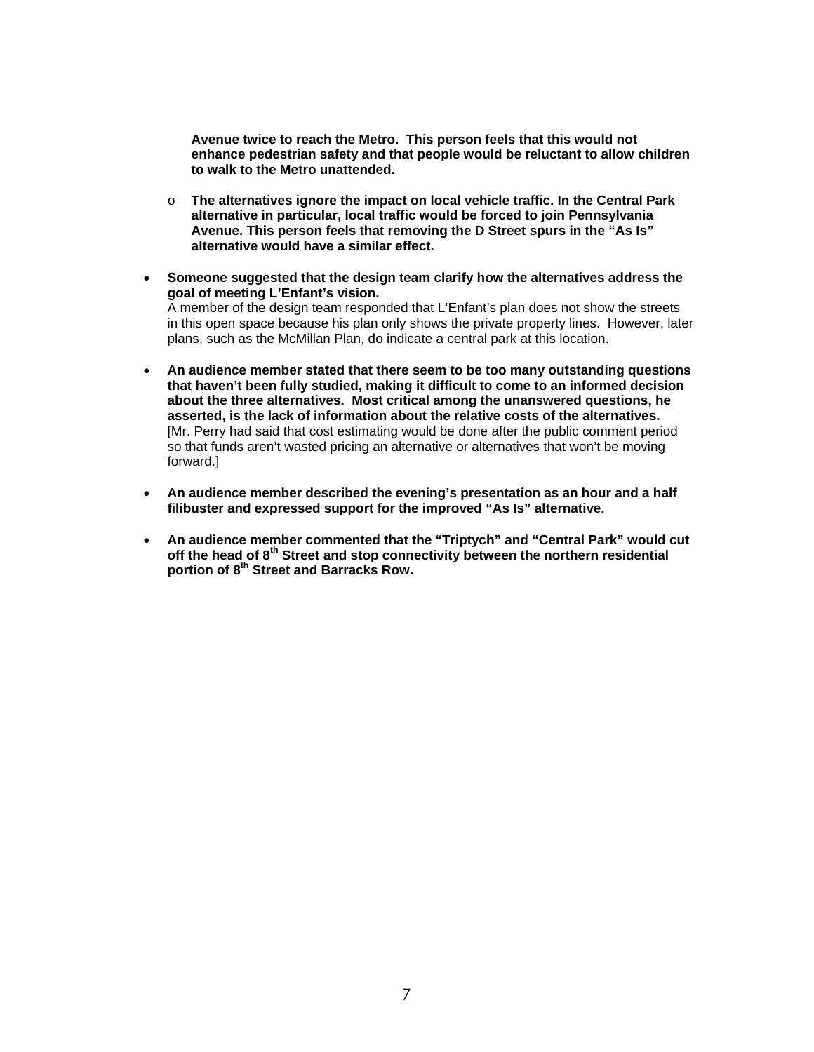**Avenue twice to reach the Metro. This person feels that this would not enhance pedestrian safety and that people would be reluctant to allow children to walk to the Metro unattended.**

  - **The alternatives ignore the impact on local vehicle traffic. In the Central Park alternative in particular, local traffic would be forced to join Pennsylvania Avenue. This person feels that removing the D Street spurs in the "As Is" alternative would have a similar effect.**

- **Someone suggested that the design team clarify how the alternatives address the goal of meeting L'Enfant's vision.**
  A member of the design team responded that L'Enfant's plan does not show the streets in this open space because his plan only shows the private property lines. However, later plans, such as the McMillan Plan, do indicate a central park at this location.

- **An audience member stated that there seem to be too many outstanding questions that haven't been fully studied, making it difficult to come to an informed decision about the three alternatives. Most critical among the unanswered questions, he asserted, is the lack of information about the relative costs of the alternatives.**
  [Mr. Perry had said that cost estimating would be done after the public comment period so that funds aren't wasted pricing an alternative or alternatives that won't be moving forward.]

- **An audience member described the evening's presentation as an hour and a half filibuster and expressed support for the improved "As Is" alternative.**

- **An audience member commented that the "Triptych" and "Central Park" would cut off the head of 8th Street and stop connectivity between the northern residential portion of 8th Street and Barracks Row.**